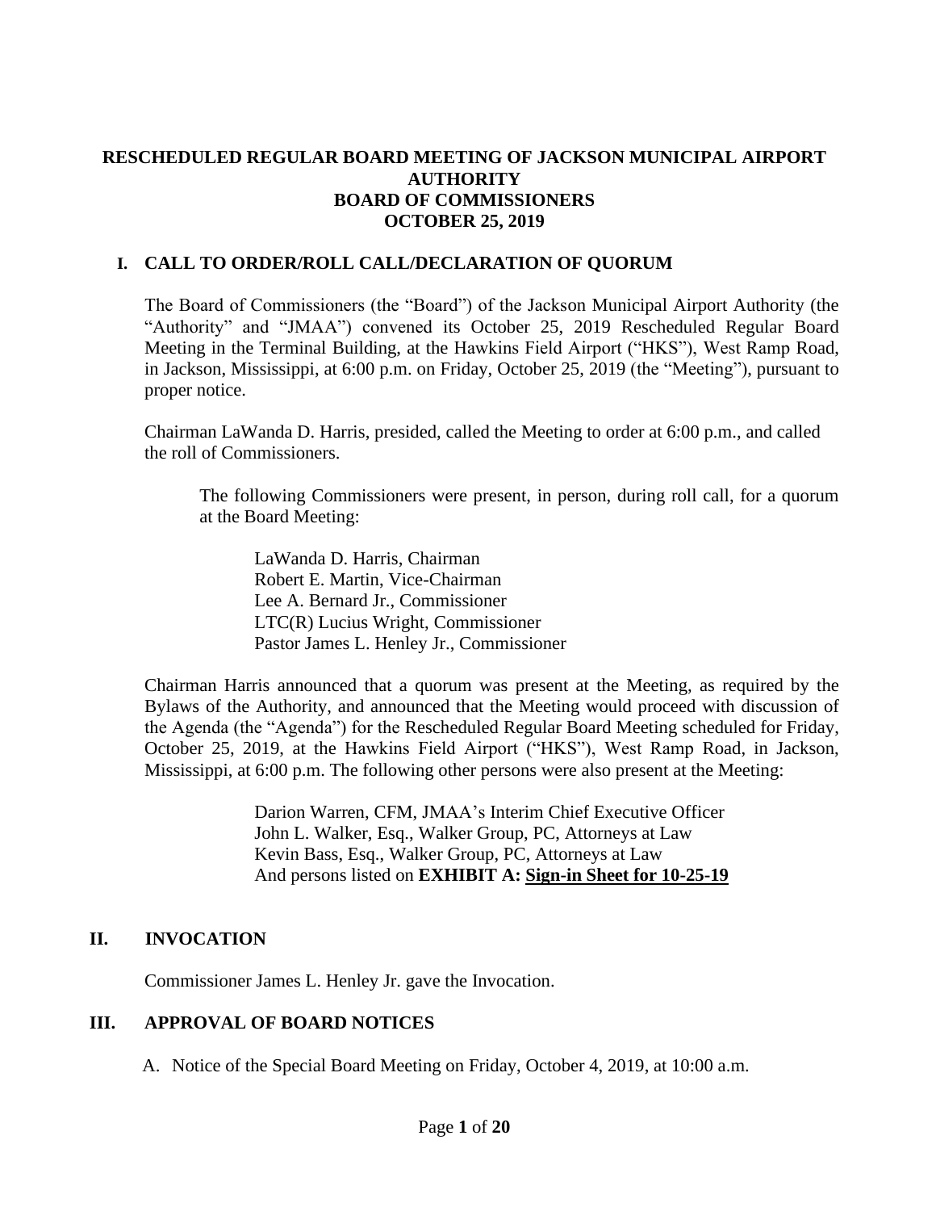# RESCHEDULED REGULAR BOARD MEETING OF JACKSON MUNICIPAL AIRPORT AUTHORITY
# BOARD OF COMMISSIONERS
# OCTOBER 25, 2019

## I. CALL TO ORDER/ROLL CALL/DECLARATION OF QUORUM

The Board of Commissioners (the "Board") of the Jackson Municipal Airport Authority (the "Authority" and "JMAA") convened its October 25, 2019 Rescheduled Regular Board Meeting in the Terminal Building, at the Hawkins Field Airport ("HKS"), West Ramp Road, in Jackson, Mississippi, at 6:00 p.m. on Friday, October 25, 2019 (the "Meeting"), pursuant to proper notice.

Chairman LaWanda D. Harris, presided, called the Meeting to order at 6:00 p.m., and called the roll of Commissioners.

The following Commissioners were present, in person, during roll call, for a quorum at the Board Meeting:

LaWanda D. Harris, Chairman
Robert E. Martin, Vice-Chairman
Lee A. Bernard Jr., Commissioner
LTC(R) Lucius Wright, Commissioner
Pastor James L. Henley Jr., Commissioner

Chairman Harris announced that a quorum was present at the Meeting, as required by the Bylaws of the Authority, and announced that the Meeting would proceed with discussion of the Agenda (the "Agenda") for the Rescheduled Regular Board Meeting scheduled for Friday, October 25, 2019, at the Hawkins Field Airport ("HKS"), West Ramp Road, in Jackson, Mississippi, at 6:00 p.m. The following other persons were also present at the Meeting:

Darion Warren, CFM, JMAA's Interim Chief Executive Officer
John L. Walker, Esq., Walker Group, PC, Attorneys at Law
Kevin Bass, Esq., Walker Group, PC, Attorneys at Law
And persons listed on **EXHIBIT A: Sign-in Sheet for 10-25-19**

## II. INVOCATION

Commissioner James L. Henley Jr. gave the Invocation.

## III. APPROVAL OF BOARD NOTICES

A. Notice of the Special Board Meeting on Friday, October 4, 2019, at 10:00 a.m.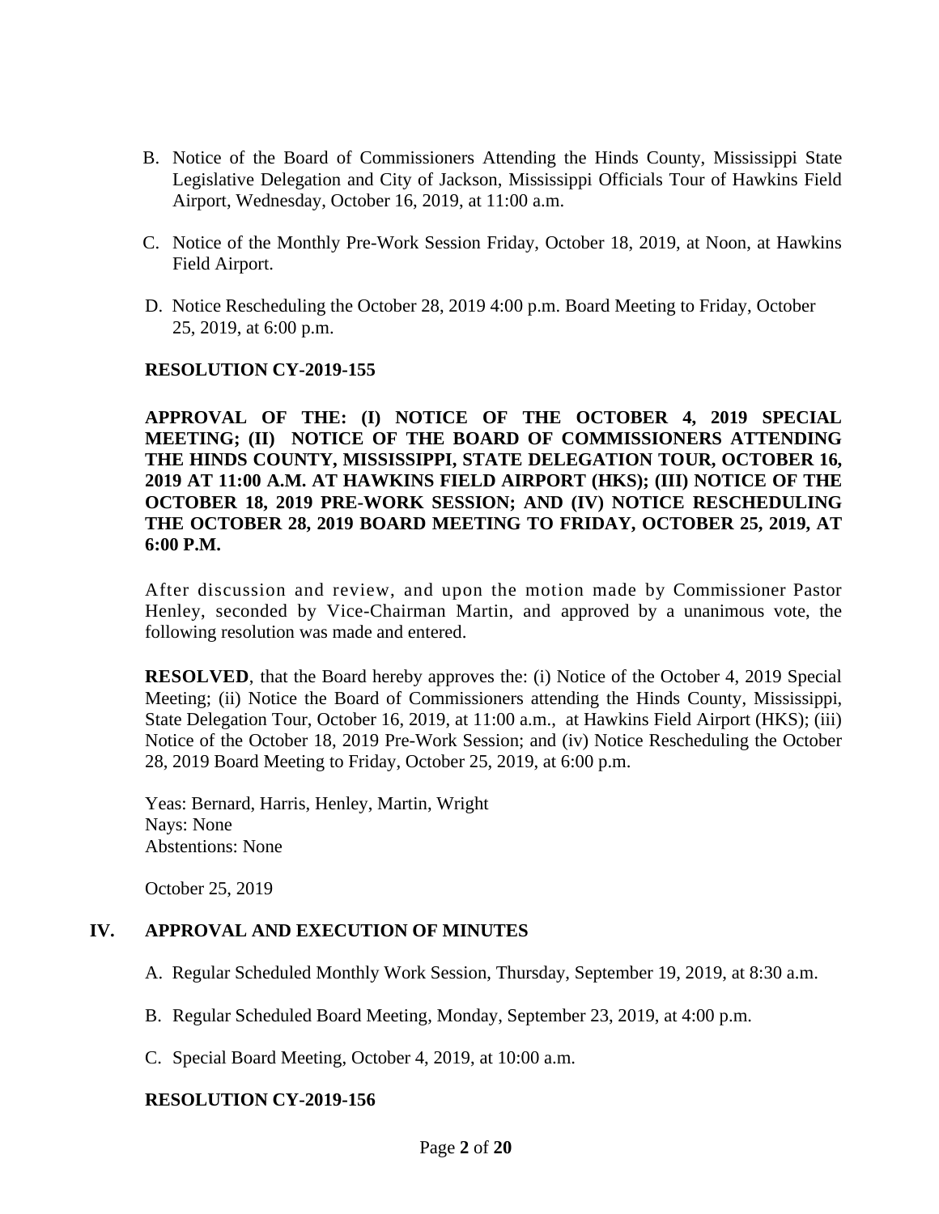B. Notice of the Board of Commissioners Attending the Hinds County, Mississippi State Legislative Delegation and City of Jackson, Mississippi Officials Tour of Hawkins Field Airport, Wednesday, October 16, 2019, at 11:00 a.m.

C. Notice of the Monthly Pre-Work Session Friday, October 18, 2019, at Noon, at Hawkins Field Airport.

D. Notice Rescheduling the October 28, 2019 4:00 p.m. Board Meeting to Friday, October 25, 2019, at 6:00 p.m.

**RESOLUTION CY-2019-155**

**APPROVAL OF THE: (I) NOTICE OF THE OCTOBER 4, 2019 SPECIAL MEETING; (II) NOTICE OF THE BOARD OF COMMISSIONERS ATTENDING THE HINDS COUNTY, MISSISSIPPI, STATE DELEGATION TOUR, OCTOBER 16, 2019 AT 11:00 A.M. AT HAWKINS FIELD AIRPORT (HKS); (III) NOTICE OF THE OCTOBER 18, 2019 PRE-WORK SESSION; AND (IV) NOTICE RESCHEDULING THE OCTOBER 28, 2019 BOARD MEETING TO FRIDAY, OCTOBER 25, 2019, AT 6:00 P.M.**

After discussion and review, and upon the motion made by Commissioner Pastor Henley, seconded by Vice-Chairman Martin, and approved by a unanimous vote, the following resolution was made and entered.

**RESOLVED**, that the Board hereby approves the: (i) Notice of the October 4, 2019 Special Meeting; (ii) Notice the Board of Commissioners attending the Hinds County, Mississippi, State Delegation Tour, October 16, 2019, at 11:00 a.m., at Hawkins Field Airport (HKS); (iii) Notice of the October 18, 2019 Pre-Work Session; and (iv) Notice Rescheduling the October 28, 2019 Board Meeting to Friday, October 25, 2019, at 6:00 p.m.

Yeas: Bernard, Harris, Henley, Martin, Wright
Nays: None
Abstentions: None

October 25, 2019

## IV. APPROVAL AND EXECUTION OF MINUTES

A. Regular Scheduled Monthly Work Session, Thursday, September 19, 2019, at 8:30 a.m.

B. Regular Scheduled Board Meeting, Monday, September 23, 2019, at 4:00 p.m.

C. Special Board Meeting, October 4, 2019, at 10:00 a.m.

**RESOLUTION CY-2019-156**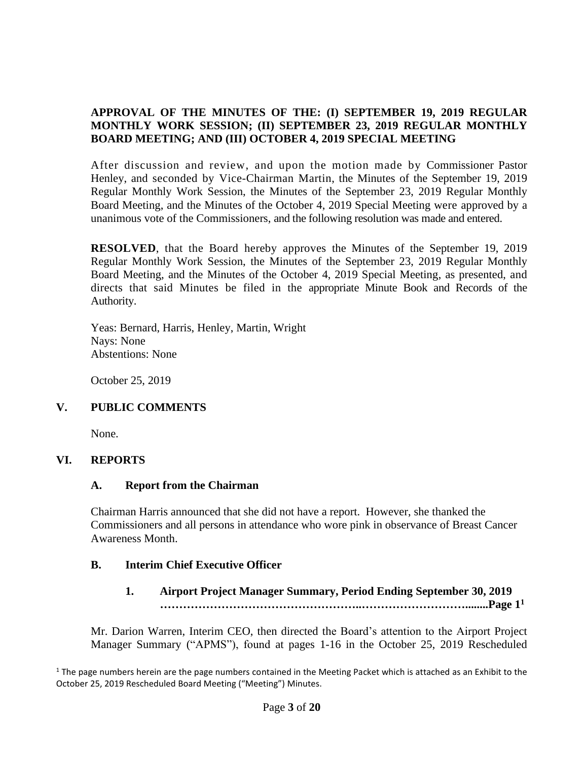**APPROVAL OF THE MINUTES OF THE: (I) SEPTEMBER 19, 2019 REGULAR MONTHLY WORK SESSION; (II) SEPTEMBER 23, 2019 REGULAR MONTHLY BOARD MEETING; AND (III) OCTOBER 4, 2019 SPECIAL MEETING**

After discussion and review, and upon the motion made by Commissioner Pastor Henley, and seconded by Vice-Chairman Martin, the Minutes of the September 19, 2019 Regular Monthly Work Session, the Minutes of the September 23, 2019 Regular Monthly Board Meeting, and the Minutes of the October 4, 2019 Special Meeting were approved by a unanimous vote of the Commissioners, and the following resolution was made and entered.

**RESOLVED**, that the Board hereby approves the Minutes of the September 19, 2019 Regular Monthly Work Session, the Minutes of the September 23, 2019 Regular Monthly Board Meeting, and the Minutes of the October 4, 2019 Special Meeting, as presented, and directs that said Minutes be filed in the appropriate Minute Book and Records of the Authority.

Yeas: Bernard, Harris, Henley, Martin, Wright
Nays: None
Abstentions: None

October 25, 2019

## V. PUBLIC COMMENTS

None.

## VI. REPORTS

### A. Report from the Chairman

Chairman Harris announced that she did not have a report. However, she thanked the Commissioners and all persons in attendance who wore pink in observance of Breast Cancer Awareness Month.

### B. Interim Chief Executive Officer

#### 1. Airport Project Manager Summary, Period Ending September 30, 2019 ……………………………………………..………………………........Page 1[1]

Mr. Darion Warren, Interim CEO, then directed the Board's attention to the Airport Project Manager Summary ("APMS"), found at pages 1-16 in the October 25, 2019 Rescheduled

[1] The page numbers herein are the page numbers contained in the Meeting Packet which is attached as an Exhibit to the October 25, 2019 Rescheduled Board Meeting ("Meeting") Minutes.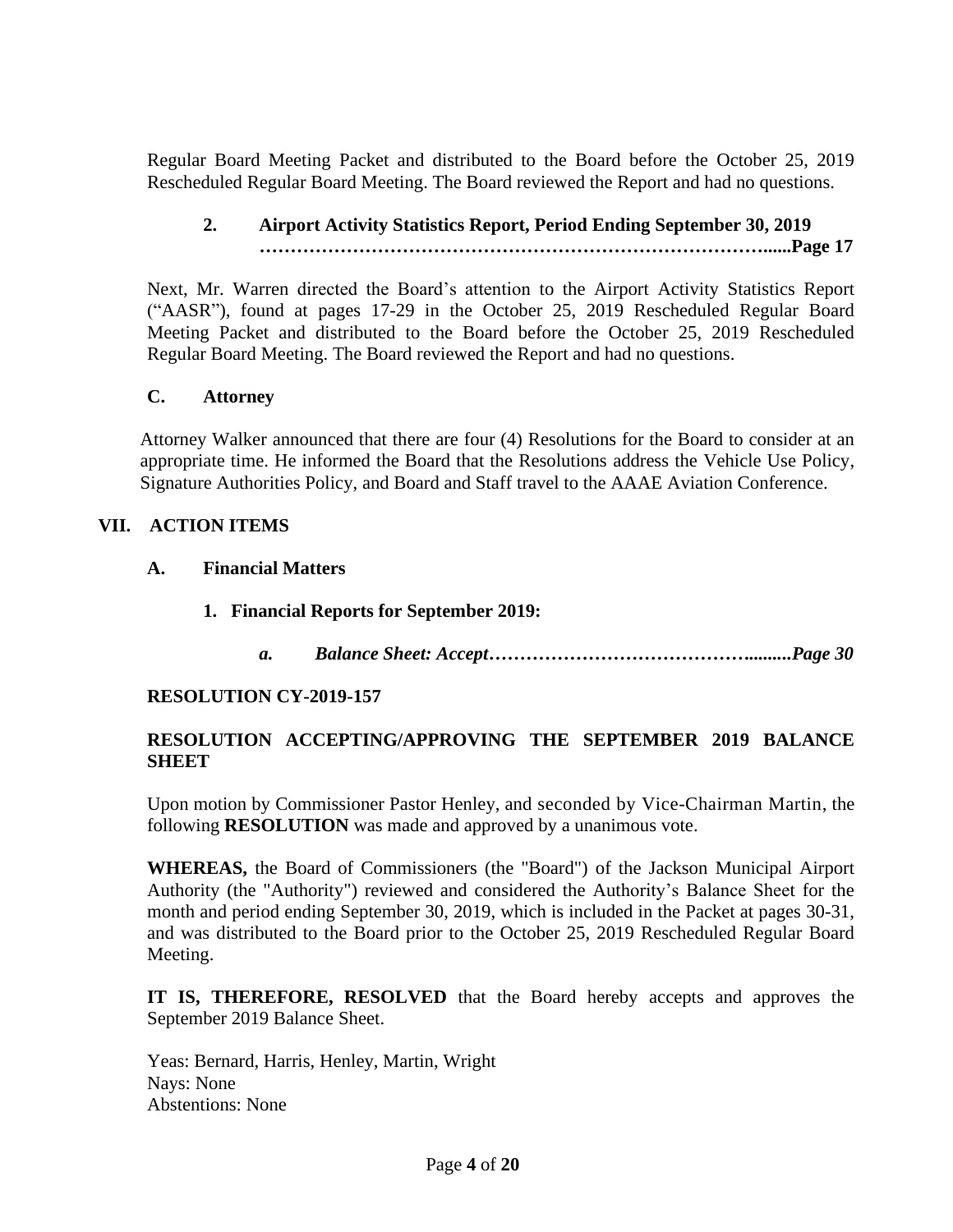Regular Board Meeting Packet and distributed to the Board before the October 25, 2019 Rescheduled Regular Board Meeting. The Board reviewed the Report and had no questions.

**2. Airport Activity Statistics Report, Period Ending September 30, 2019 …………………………………………………………………….......Page 17**

Next, Mr. Warren directed the Board's attention to the Airport Activity Statistics Report ("AASR"), found at pages 17-29 in the October 25, 2019 Rescheduled Regular Board Meeting Packet and distributed to the Board before the October 25, 2019 Rescheduled Regular Board Meeting. The Board reviewed the Report and had no questions.

### C. Attorney

Attorney Walker announced that there are four (4) Resolutions for the Board to consider at an appropriate time. He informed the Board that the Resolutions address the Vehicle Use Policy, Signature Authorities Policy, and Board and Staff travel to the AAAE Aviation Conference.

## VII. ACTION ITEMS

### A. Financial Matters

**1. Financial Reports for September 2019:**

***a. Balance Sheet: Accept……………………………………..........Page 30***

**RESOLUTION CY-2019-157**

**RESOLUTION ACCEPTING/APPROVING THE SEPTEMBER 2019 BALANCE SHEET**

Upon motion by Commissioner Pastor Henley, and seconded by Vice-Chairman Martin, the following **RESOLUTION** was made and approved by a unanimous vote.

**WHEREAS,** the Board of Commissioners (the "Board") of the Jackson Municipal Airport Authority (the "Authority") reviewed and considered the Authority's Balance Sheet for the month and period ending September 30, 2019, which is included in the Packet at pages 30-31, and was distributed to the Board prior to the October 25, 2019 Rescheduled Regular Board Meeting.

**IT IS, THEREFORE, RESOLVED** that the Board hereby accepts and approves the September 2019 Balance Sheet.

Yeas: Bernard, Harris, Henley, Martin, Wright
Nays: None
Abstentions: None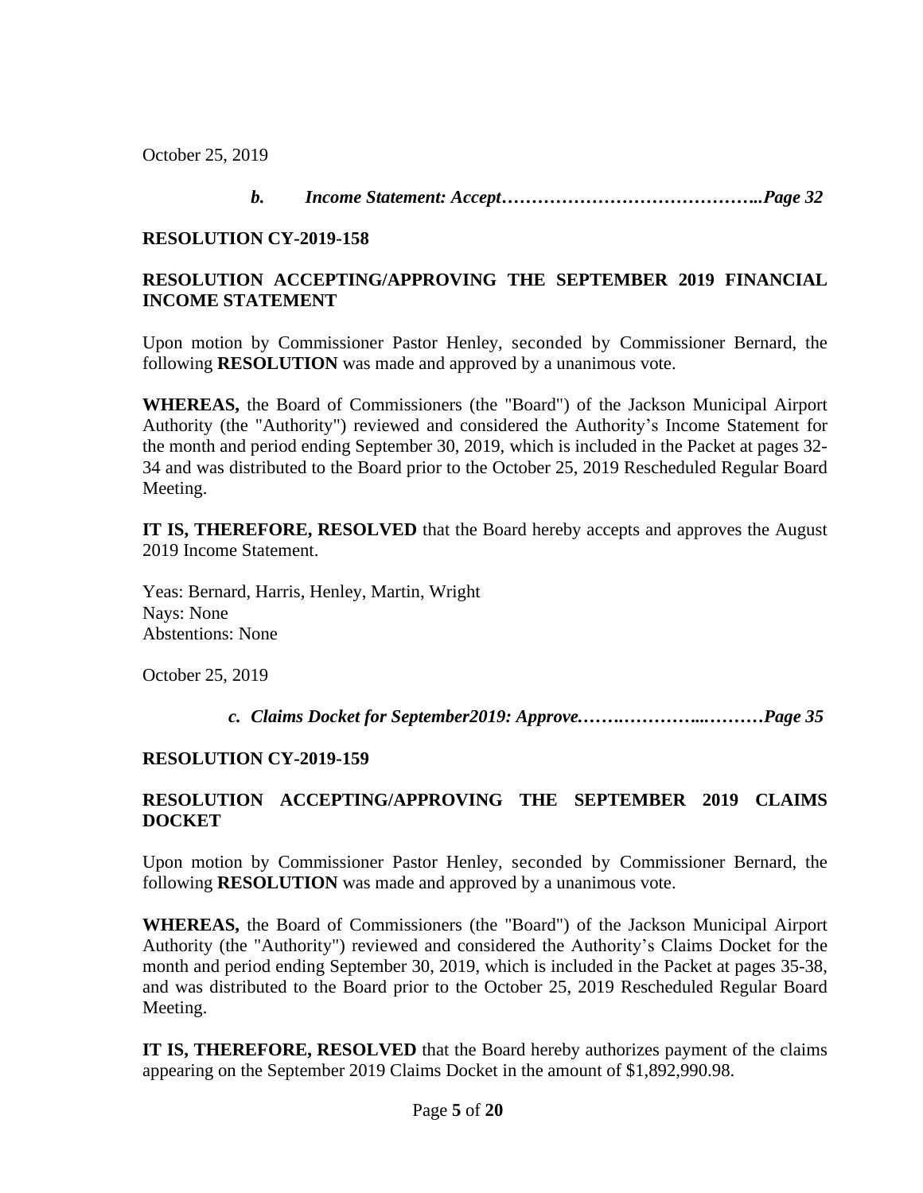October 25, 2019

***b. Income Statement: Accept……………………………………..Page 32***

**RESOLUTION CY-2019-158**

**RESOLUTION ACCEPTING/APPROVING THE SEPTEMBER 2019 FINANCIAL INCOME STATEMENT**

Upon motion by Commissioner Pastor Henley, seconded by Commissioner Bernard, the following **RESOLUTION** was made and approved by a unanimous vote.

**WHEREAS,** the Board of Commissioners (the "Board") of the Jackson Municipal Airport Authority (the "Authority") reviewed and considered the Authority's Income Statement for the month and period ending September 30, 2019, which is included in the Packet at pages 32-34 and was distributed to the Board prior to the October 25, 2019 Rescheduled Regular Board Meeting.

**IT IS, THEREFORE, RESOLVED** that the Board hereby accepts and approves the August 2019 Income Statement.

Yeas: Bernard, Harris, Henley, Martin, Wright
Nays: None
Abstentions: None

October 25, 2019

***c. Claims Docket for September2019: Approve.…….…………...………Page 35***

**RESOLUTION CY-2019-159**

**RESOLUTION ACCEPTING/APPROVING THE SEPTEMBER 2019 CLAIMS DOCKET**

Upon motion by Commissioner Pastor Henley, seconded by Commissioner Bernard, the following **RESOLUTION** was made and approved by a unanimous vote.

**WHEREAS,** the Board of Commissioners (the "Board") of the Jackson Municipal Airport Authority (the "Authority") reviewed and considered the Authority's Claims Docket for the month and period ending September 30, 2019, which is included in the Packet at pages 35-38, and was distributed to the Board prior to the October 25, 2019 Rescheduled Regular Board Meeting.

**IT IS, THEREFORE, RESOLVED** that the Board hereby authorizes payment of the claims appearing on the September 2019 Claims Docket in the amount of $1,892,990.98.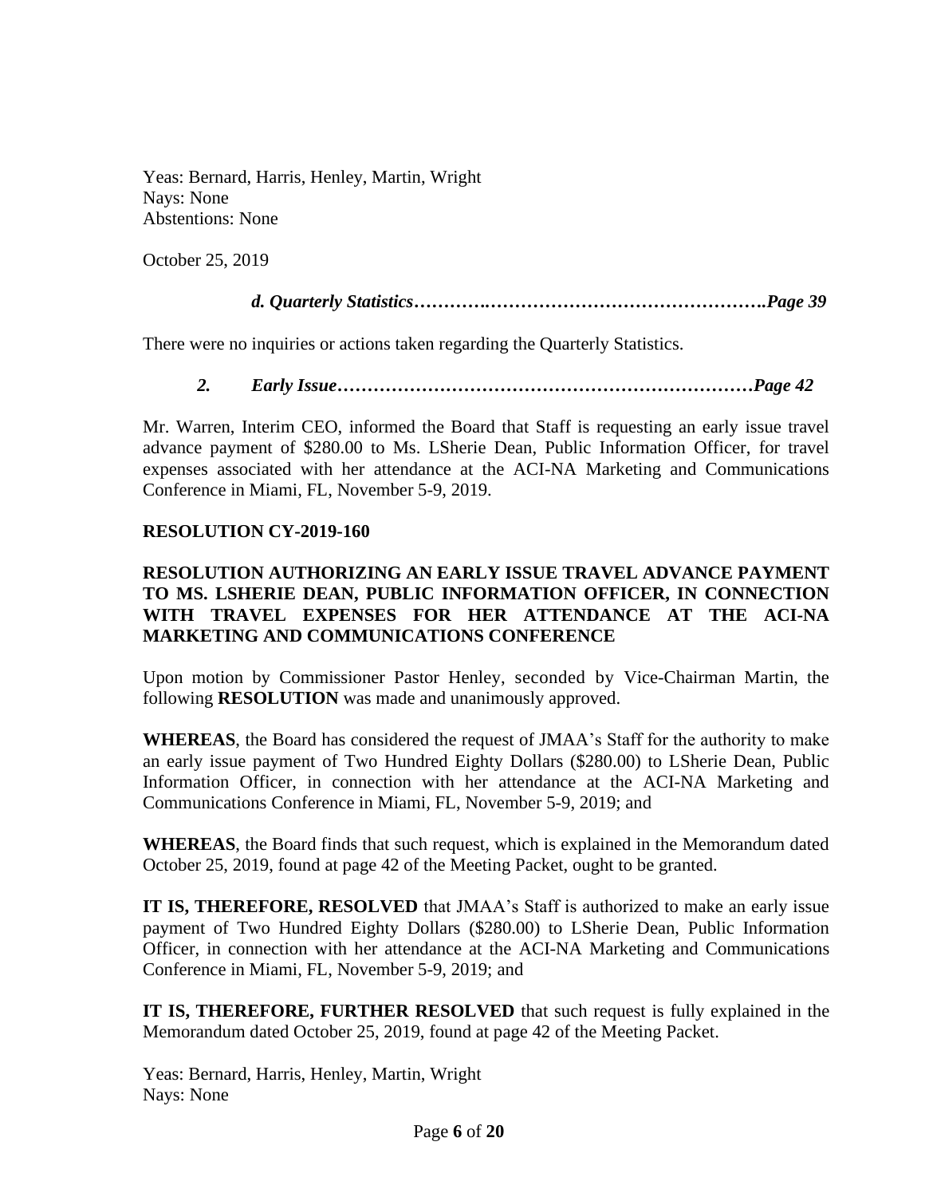Yeas: Bernard, Harris, Henley, Martin, Wright
Nays: None
Abstentions: None

October 25, 2019

***d. Quarterly Statistics……….…………………………………….Page 39***

There were no inquiries or actions taken regarding the Quarterly Statistics.

***2. Early Issue……………………………………………………Page 42***

Mr. Warren, Interim CEO, informed the Board that Staff is requesting an early issue travel advance payment of $280.00 to Ms. LSherie Dean, Public Information Officer, for travel expenses associated with her attendance at the ACI-NA Marketing and Communications Conference in Miami, FL, November 5-9, 2019.

**RESOLUTION CY-2019-160**

**RESOLUTION AUTHORIZING AN EARLY ISSUE TRAVEL ADVANCE PAYMENT TO MS. LSHERIE DEAN, PUBLIC INFORMATION OFFICER, IN CONNECTION WITH TRAVEL EXPENSES FOR HER ATTENDANCE AT THE ACI-NA MARKETING AND COMMUNICATIONS CONFERENCE**

Upon motion by Commissioner Pastor Henley, seconded by Vice-Chairman Martin, the following **RESOLUTION** was made and unanimously approved.

**WHEREAS**, the Board has considered the request of JMAA's Staff for the authority to make an early issue payment of Two Hundred Eighty Dollars ($280.00) to LSherie Dean, Public Information Officer, in connection with her attendance at the ACI-NA Marketing and Communications Conference in Miami, FL, November 5-9, 2019; and

**WHEREAS**, the Board finds that such request, which is explained in the Memorandum dated October 25, 2019, found at page 42 of the Meeting Packet, ought to be granted.

**IT IS, THEREFORE, RESOLVED** that JMAA's Staff is authorized to make an early issue payment of Two Hundred Eighty Dollars ($280.00) to LSherie Dean, Public Information Officer, in connection with her attendance at the ACI-NA Marketing and Communications Conference in Miami, FL, November 5-9, 2019; and

**IT IS, THEREFORE, FURTHER RESOLVED** that such request is fully explained in the Memorandum dated October 25, 2019, found at page 42 of the Meeting Packet.

Yeas: Bernard, Harris, Henley, Martin, Wright
Nays: None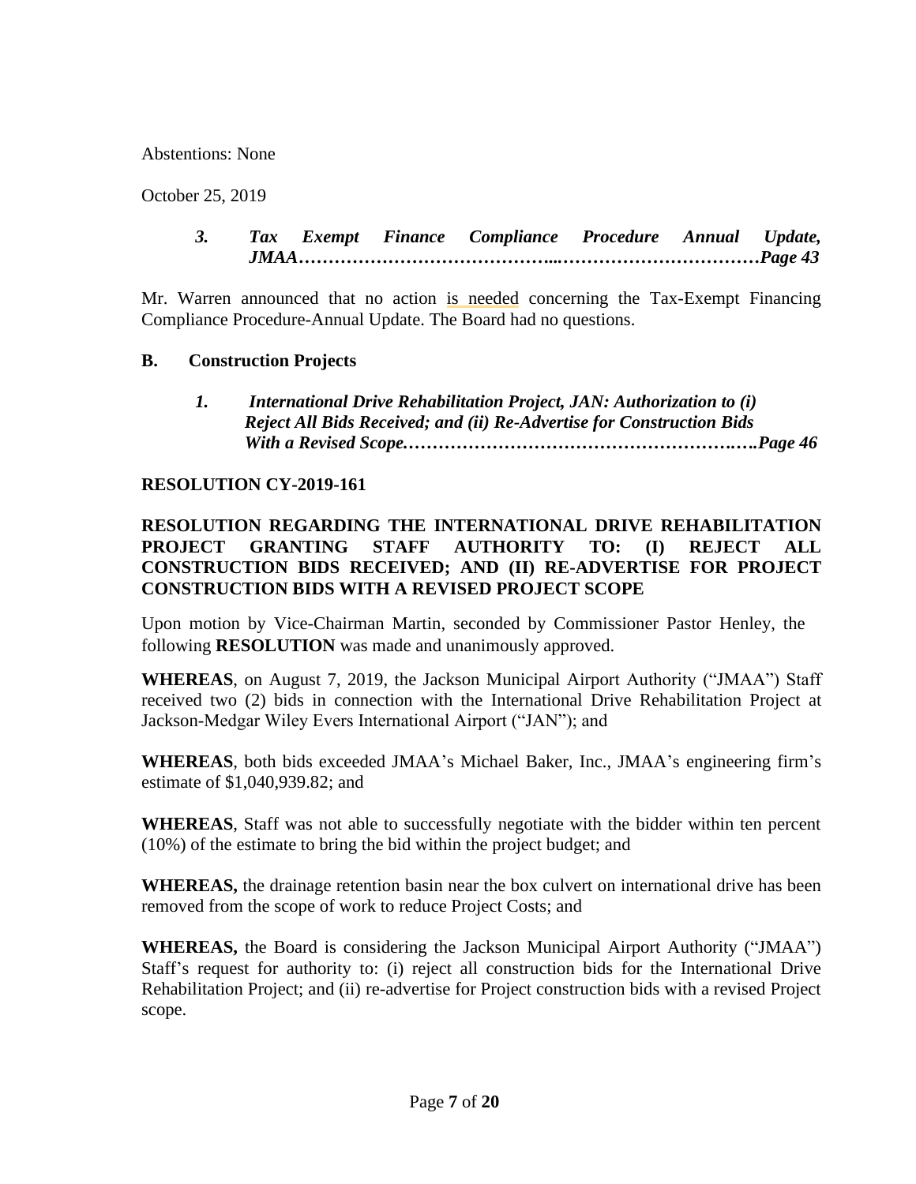Abstentions: None

October 25, 2019

*3. Tax Exempt Finance Compliance Procedure Annual Update, JMAA…………………………………...……………………………Page 43*

Mr. Warren announced that no action is needed concerning the Tax-Exempt Financing Compliance Procedure-Annual Update. The Board had no questions.

**B. Construction Projects**

*1. International Drive Rehabilitation Project, JAN: Authorization to (i) Reject All Bids Received; and (ii) Re-Advertise for Construction Bids With a Revised Scope.…………………………………………….…..Page 46*

**RESOLUTION CY-2019-161**

**RESOLUTION REGARDING THE INTERNATIONAL DRIVE REHABILITATION PROJECT GRANTING STAFF AUTHORITY TO: (I) REJECT ALL CONSTRUCTION BIDS RECEIVED; AND (II) RE-ADVERTISE FOR PROJECT CONSTRUCTION BIDS WITH A REVISED PROJECT SCOPE**

Upon motion by Vice-Chairman Martin, seconded by Commissioner Pastor Henley, the following **RESOLUTION** was made and unanimously approved.

**WHEREAS**, on August 7, 2019, the Jackson Municipal Airport Authority ("JMAA") Staff received two (2) bids in connection with the International Drive Rehabilitation Project at Jackson-Medgar Wiley Evers International Airport ("JAN"); and

**WHEREAS**, both bids exceeded JMAA's Michael Baker, Inc., JMAA's engineering firm's estimate of $1,040,939.82; and

**WHEREAS**, Staff was not able to successfully negotiate with the bidder within ten percent (10%) of the estimate to bring the bid within the project budget; and

**WHEREAS,** the drainage retention basin near the box culvert on international drive has been removed from the scope of work to reduce Project Costs; and

**WHEREAS,** the Board is considering the Jackson Municipal Airport Authority ("JMAA") Staff's request for authority to: (i) reject all construction bids for the International Drive Rehabilitation Project; and (ii) re-advertise for Project construction bids with a revised Project scope.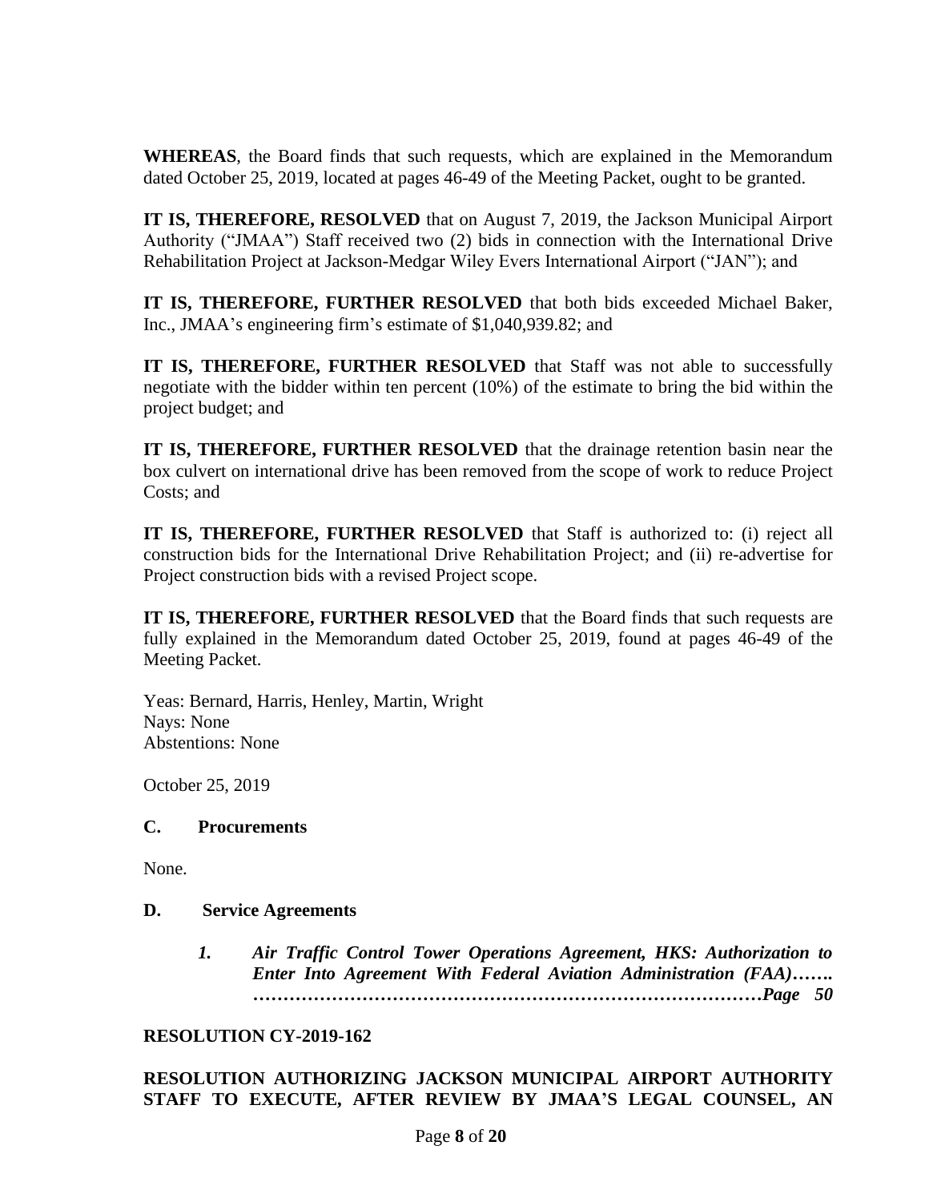**WHEREAS**, the Board finds that such requests, which are explained in the Memorandum dated October 25, 2019, located at pages 46-49 of the Meeting Packet, ought to be granted.

**IT IS, THEREFORE, RESOLVED** that on August 7, 2019, the Jackson Municipal Airport Authority ("JMAA") Staff received two (2) bids in connection with the International Drive Rehabilitation Project at Jackson-Medgar Wiley Evers International Airport ("JAN"); and

**IT IS, THEREFORE, FURTHER RESOLVED** that both bids exceeded Michael Baker, Inc., JMAA's engineering firm's estimate of $1,040,939.82; and

**IT IS, THEREFORE, FURTHER RESOLVED** that Staff was not able to successfully negotiate with the bidder within ten percent (10%) of the estimate to bring the bid within the project budget; and

**IT IS, THEREFORE, FURTHER RESOLVED** that the drainage retention basin near the box culvert on international drive has been removed from the scope of work to reduce Project Costs; and

**IT IS, THEREFORE, FURTHER RESOLVED** that Staff is authorized to: (i) reject all construction bids for the International Drive Rehabilitation Project; and (ii) re-advertise for Project construction bids with a revised Project scope.

**IT IS, THEREFORE, FURTHER RESOLVED** that the Board finds that such requests are fully explained in the Memorandum dated October 25, 2019, found at pages 46-49 of the Meeting Packet.

Yeas: Bernard, Harris, Henley, Martin, Wright
Nays: None
Abstentions: None

October 25, 2019

### C. Procurements

None.

### D. Service Agreements

1. ***Air Traffic Control Tower Operations Agreement, HKS: Authorization to Enter Into Agreement With Federal Aviation Administration (FAA)……. ………………………………………………………………………Page 50***

**RESOLUTION CY-2019-162**

**RESOLUTION AUTHORIZING JACKSON MUNICIPAL AIRPORT AUTHORITY STAFF TO EXECUTE, AFTER REVIEW BY JMAA'S LEGAL COUNSEL, AN**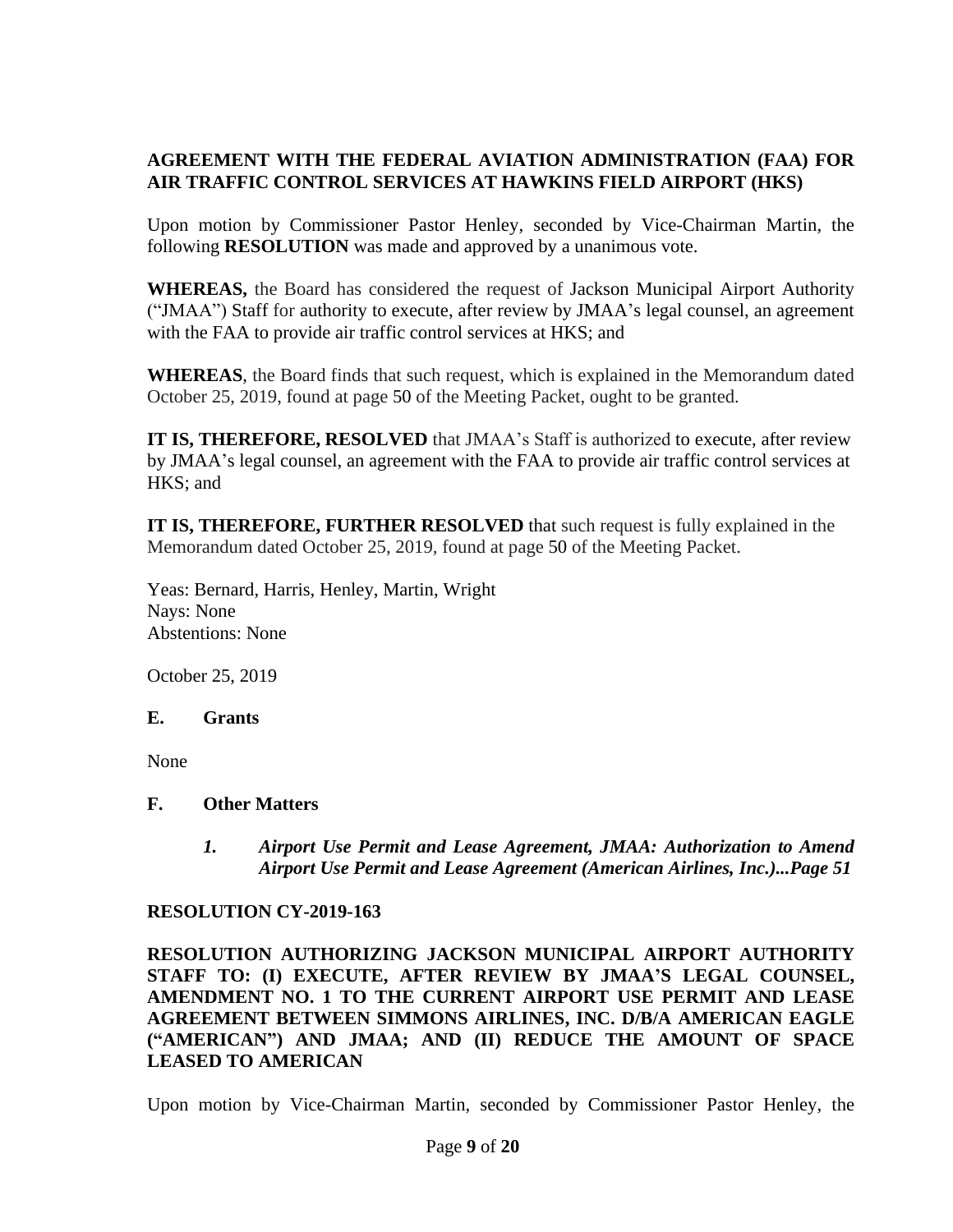**AGREEMENT WITH THE FEDERAL AVIATION ADMINISTRATION (FAA) FOR AIR TRAFFIC CONTROL SERVICES AT HAWKINS FIELD AIRPORT (HKS)**

Upon motion by Commissioner Pastor Henley, seconded by Vice-Chairman Martin, the following **RESOLUTION** was made and approved by a unanimous vote.

**WHEREAS,** the Board has considered the request of Jackson Municipal Airport Authority ("JMAA") Staff for authority to execute, after review by JMAA's legal counsel, an agreement with the FAA to provide air traffic control services at HKS; and

**WHEREAS**, the Board finds that such request, which is explained in the Memorandum dated October 25, 2019, found at page 50 of the Meeting Packet, ought to be granted.

**IT IS, THEREFORE, RESOLVED** that JMAA's Staff is authorized to execute, after review by JMAA's legal counsel, an agreement with the FAA to provide air traffic control services at HKS; and

**IT IS, THEREFORE, FURTHER RESOLVED** that such request is fully explained in the Memorandum dated October 25, 2019, found at page 50 of the Meeting Packet.

Yeas: Bernard, Harris, Henley, Martin, Wright
Nays: None
Abstentions: None

October 25, 2019

**E. Grants**

None

**F. Other Matters**

*1. **Airport Use Permit and Lease Agreement, JMAA: Authorization to Amend Airport Use Permit and Lease Agreement (American Airlines, Inc.)...Page 51***

**RESOLUTION CY-2019-163**

**RESOLUTION AUTHORIZING JACKSON MUNICIPAL AIRPORT AUTHORITY STAFF TO: (I) EXECUTE, AFTER REVIEW BY JMAA'S LEGAL COUNSEL, AMENDMENT NO. 1 TO THE CURRENT AIRPORT USE PERMIT AND LEASE AGREEMENT BETWEEN SIMMONS AIRLINES, INC. D/B/A AMERICAN EAGLE ("AMERICAN") AND JMAA; AND (II) REDUCE THE AMOUNT OF SPACE LEASED TO AMERICAN**

Upon motion by Vice-Chairman Martin, seconded by Commissioner Pastor Henley, the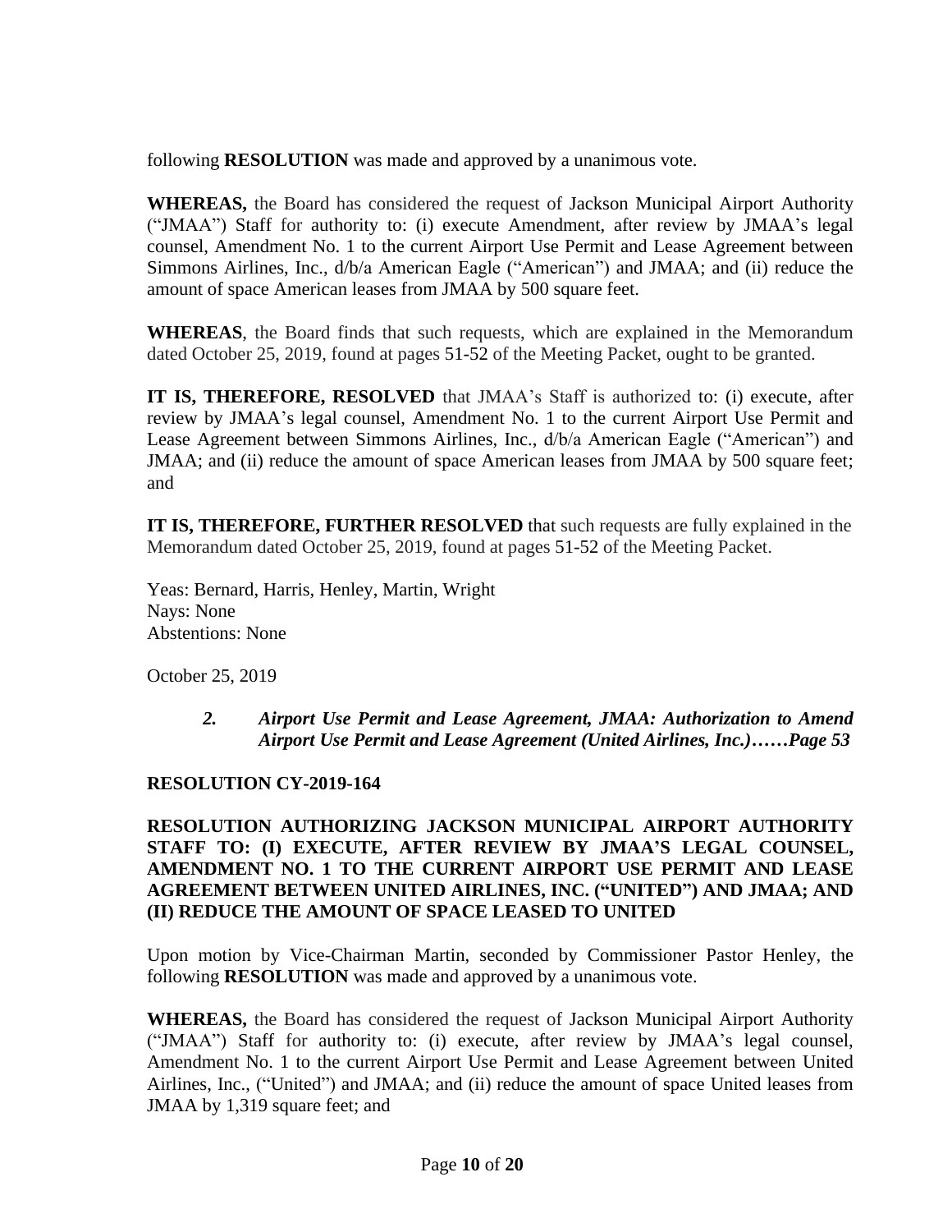following **RESOLUTION** was made and approved by a unanimous vote.

**WHEREAS,** the Board has considered the request of Jackson Municipal Airport Authority ("JMAA") Staff for authority to: (i) execute Amendment, after review by JMAA's legal counsel, Amendment No. 1 to the current Airport Use Permit and Lease Agreement between Simmons Airlines, Inc., d/b/a American Eagle ("American") and JMAA; and (ii) reduce the amount of space American leases from JMAA by 500 square feet.

**WHEREAS**, the Board finds that such requests, which are explained in the Memorandum dated October 25, 2019, found at pages 51-52 of the Meeting Packet, ought to be granted.

**IT IS, THEREFORE, RESOLVED** that JMAA's Staff is authorized to: (i) execute, after review by JMAA's legal counsel, Amendment No. 1 to the current Airport Use Permit and Lease Agreement between Simmons Airlines, Inc., d/b/a American Eagle ("American") and JMAA; and (ii) reduce the amount of space American leases from JMAA by 500 square feet; and

**IT IS, THEREFORE, FURTHER RESOLVED** that such requests are fully explained in the Memorandum dated October 25, 2019, found at pages 51-52 of the Meeting Packet.

Yeas: Bernard, Harris, Henley, Martin, Wright
Nays: None
Abstentions: None

October 25, 2019

> ***2. Airport Use Permit and Lease Agreement, JMAA: Authorization to Amend Airport Use Permit and Lease Agreement (United Airlines, Inc.)……Page 53***

**RESOLUTION CY-2019-164**

**RESOLUTION AUTHORIZING JACKSON MUNICIPAL AIRPORT AUTHORITY STAFF TO: (I) EXECUTE, AFTER REVIEW BY JMAA'S LEGAL COUNSEL, AMENDMENT NO. 1 TO THE CURRENT AIRPORT USE PERMIT AND LEASE AGREEMENT BETWEEN UNITED AIRLINES, INC. ("UNITED") AND JMAA; AND (II) REDUCE THE AMOUNT OF SPACE LEASED TO UNITED**

Upon motion by Vice-Chairman Martin, seconded by Commissioner Pastor Henley, the following **RESOLUTION** was made and approved by a unanimous vote.

**WHEREAS,** the Board has considered the request of Jackson Municipal Airport Authority ("JMAA") Staff for authority to: (i) execute, after review by JMAA's legal counsel, Amendment No. 1 to the current Airport Use Permit and Lease Agreement between United Airlines, Inc., ("United") and JMAA; and (ii) reduce the amount of space United leases from JMAA by 1,319 square feet; and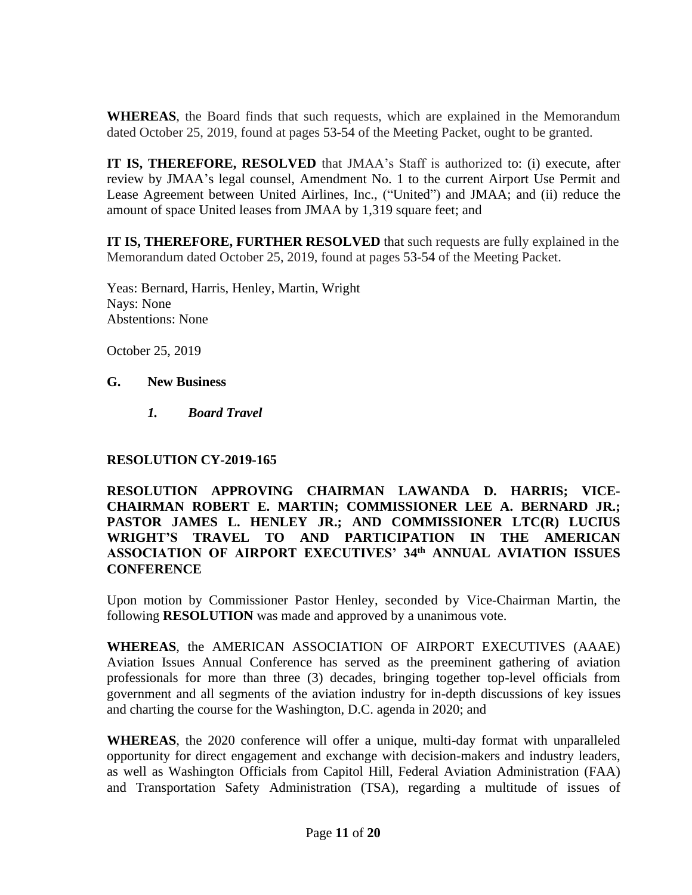**WHEREAS**, the Board finds that such requests, which are explained in the Memorandum dated October 25, 2019, found at pages 53-54 of the Meeting Packet, ought to be granted.

**IT IS, THEREFORE, RESOLVED** that JMAA's Staff is authorized to: (i) execute, after review by JMAA's legal counsel, Amendment No. 1 to the current Airport Use Permit and Lease Agreement between United Airlines, Inc., ("United") and JMAA; and (ii) reduce the amount of space United leases from JMAA by 1,319 square feet; and

**IT IS, THEREFORE, FURTHER RESOLVED** that such requests are fully explained in the Memorandum dated October 25, 2019, found at pages 53-54 of the Meeting Packet.

Yeas: Bernard, Harris, Henley, Martin, Wright
Nays: None
Abstentions: None

October 25, 2019

**G. New Business**

***1. Board Travel***

**RESOLUTION CY-2019-165**

**RESOLUTION APPROVING CHAIRMAN LAWANDA D. HARRIS; VICE-CHAIRMAN ROBERT E. MARTIN; COMMISSIONER LEE A. BERNARD JR.; PASTOR JAMES L. HENLEY JR.; AND COMMISSIONER LTC(R) LUCIUS WRIGHT'S TRAVEL TO AND PARTICIPATION IN THE AMERICAN ASSOCIATION OF AIRPORT EXECUTIVES' 34th ANNUAL AVIATION ISSUES CONFERENCE**

Upon motion by Commissioner Pastor Henley, seconded by Vice-Chairman Martin, the following **RESOLUTION** was made and approved by a unanimous vote.

**WHEREAS**, the AMERICAN ASSOCIATION OF AIRPORT EXECUTIVES (AAAE) Aviation Issues Annual Conference has served as the preeminent gathering of aviation professionals for more than three (3) decades, bringing together top-level officials from government and all segments of the aviation industry for in-depth discussions of key issues and charting the course for the Washington, D.C. agenda in 2020; and

**WHEREAS**, the 2020 conference will offer a unique, multi-day format with unparalleled opportunity for direct engagement and exchange with decision-makers and industry leaders, as well as Washington Officials from Capitol Hill, Federal Aviation Administration (FAA) and Transportation Safety Administration (TSA), regarding a multitude of issues of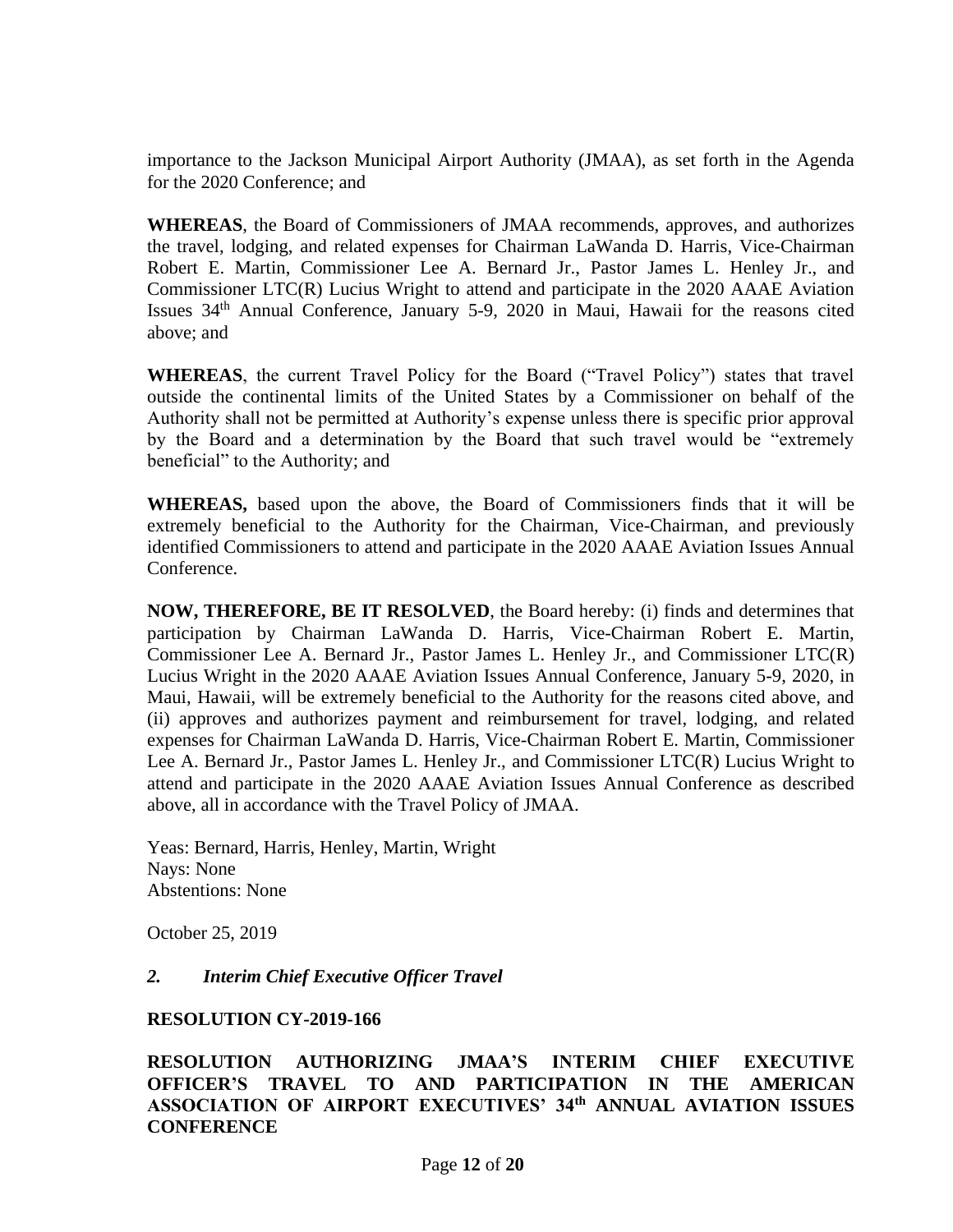importance to the Jackson Municipal Airport Authority (JMAA), as set forth in the Agenda for the 2020 Conference; and

**WHEREAS**, the Board of Commissioners of JMAA recommends, approves, and authorizes the travel, lodging, and related expenses for Chairman LaWanda D. Harris, Vice-Chairman Robert E. Martin, Commissioner Lee A. Bernard Jr., Pastor James L. Henley Jr., and Commissioner LTC(R) Lucius Wright to attend and participate in the 2020 AAAE Aviation Issues 34th Annual Conference, January 5-9, 2020 in Maui, Hawaii for the reasons cited above; and

**WHEREAS**, the current Travel Policy for the Board ("Travel Policy") states that travel outside the continental limits of the United States by a Commissioner on behalf of the Authority shall not be permitted at Authority's expense unless there is specific prior approval by the Board and a determination by the Board that such travel would be "extremely beneficial" to the Authority; and

**WHEREAS,** based upon the above, the Board of Commissioners finds that it will be extremely beneficial to the Authority for the Chairman, Vice-Chairman, and previously identified Commissioners to attend and participate in the 2020 AAAE Aviation Issues Annual Conference.

**NOW, THEREFORE, BE IT RESOLVED**, the Board hereby: (i) finds and determines that participation by Chairman LaWanda D. Harris, Vice-Chairman Robert E. Martin, Commissioner Lee A. Bernard Jr., Pastor James L. Henley Jr., and Commissioner LTC(R) Lucius Wright in the 2020 AAAE Aviation Issues Annual Conference, January 5-9, 2020, in Maui, Hawaii, will be extremely beneficial to the Authority for the reasons cited above, and (ii) approves and authorizes payment and reimbursement for travel, lodging, and related expenses for Chairman LaWanda D. Harris, Vice-Chairman Robert E. Martin, Commissioner Lee A. Bernard Jr., Pastor James L. Henley Jr., and Commissioner LTC(R) Lucius Wright to attend and participate in the 2020 AAAE Aviation Issues Annual Conference as described above, all in accordance with the Travel Policy of JMAA.

Yeas: Bernard, Harris, Henley, Martin, Wright
Nays: None
Abstentions: None

October 25, 2019

*2.* ***Interim Chief Executive Officer Travel***

**RESOLUTION CY-2019-166**

**RESOLUTION AUTHORIZING JMAA'S INTERIM CHIEF EXECUTIVE OFFICER'S TRAVEL TO AND PARTICIPATION IN THE AMERICAN ASSOCIATION OF AIRPORT EXECUTIVES' 34th ANNUAL AVIATION ISSUES CONFERENCE**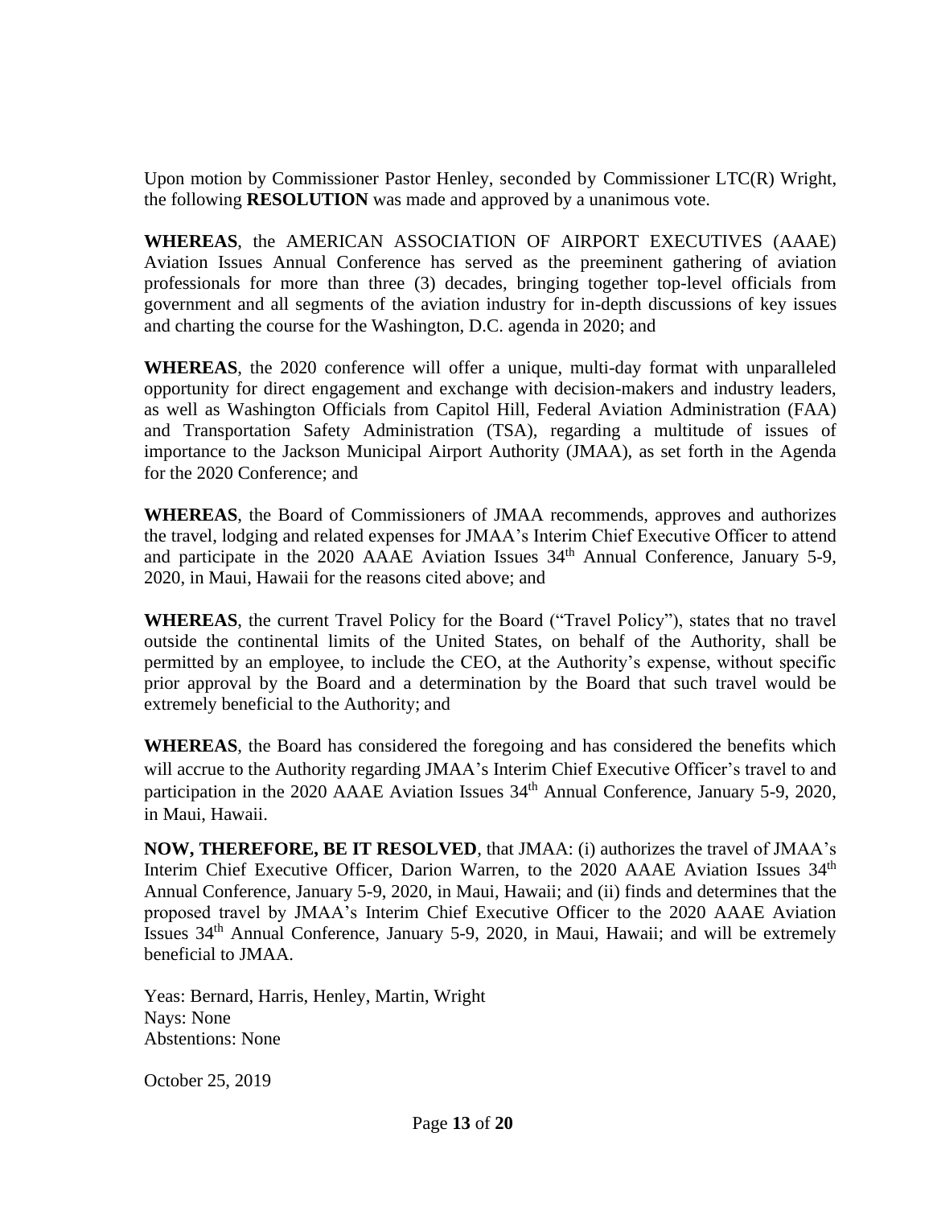Upon motion by Commissioner Pastor Henley, seconded by Commissioner LTC(R) Wright, the following **RESOLUTION** was made and approved by a unanimous vote.

**WHEREAS**, the AMERICAN ASSOCIATION OF AIRPORT EXECUTIVES (AAAE) Aviation Issues Annual Conference has served as the preeminent gathering of aviation professionals for more than three (3) decades, bringing together top-level officials from government and all segments of the aviation industry for in-depth discussions of key issues and charting the course for the Washington, D.C. agenda in 2020; and

**WHEREAS**, the 2020 conference will offer a unique, multi-day format with unparalleled opportunity for direct engagement and exchange with decision-makers and industry leaders, as well as Washington Officials from Capitol Hill, Federal Aviation Administration (FAA) and Transportation Safety Administration (TSA), regarding a multitude of issues of importance to the Jackson Municipal Airport Authority (JMAA), as set forth in the Agenda for the 2020 Conference; and

**WHEREAS**, the Board of Commissioners of JMAA recommends, approves and authorizes the travel, lodging and related expenses for JMAA's Interim Chief Executive Officer to attend and participate in the 2020 AAAE Aviation Issues 34th Annual Conference, January 5-9, 2020, in Maui, Hawaii for the reasons cited above; and

**WHEREAS**, the current Travel Policy for the Board ("Travel Policy"), states that no travel outside the continental limits of the United States, on behalf of the Authority, shall be permitted by an employee, to include the CEO, at the Authority's expense, without specific prior approval by the Board and a determination by the Board that such travel would be extremely beneficial to the Authority; and

**WHEREAS**, the Board has considered the foregoing and has considered the benefits which will accrue to the Authority regarding JMAA's Interim Chief Executive Officer's travel to and participation in the 2020 AAAE Aviation Issues 34th Annual Conference, January 5-9, 2020, in Maui, Hawaii.

**NOW, THEREFORE, BE IT RESOLVED**, that JMAA: (i) authorizes the travel of JMAA's Interim Chief Executive Officer, Darion Warren, to the 2020 AAAE Aviation Issues 34th Annual Conference, January 5-9, 2020, in Maui, Hawaii; and (ii) finds and determines that the proposed travel by JMAA's Interim Chief Executive Officer to the 2020 AAAE Aviation Issues 34th Annual Conference, January 5-9, 2020, in Maui, Hawaii; and will be extremely beneficial to JMAA.

Yeas: Bernard, Harris, Henley, Martin, Wright
Nays: None
Abstentions: None

October 25, 2019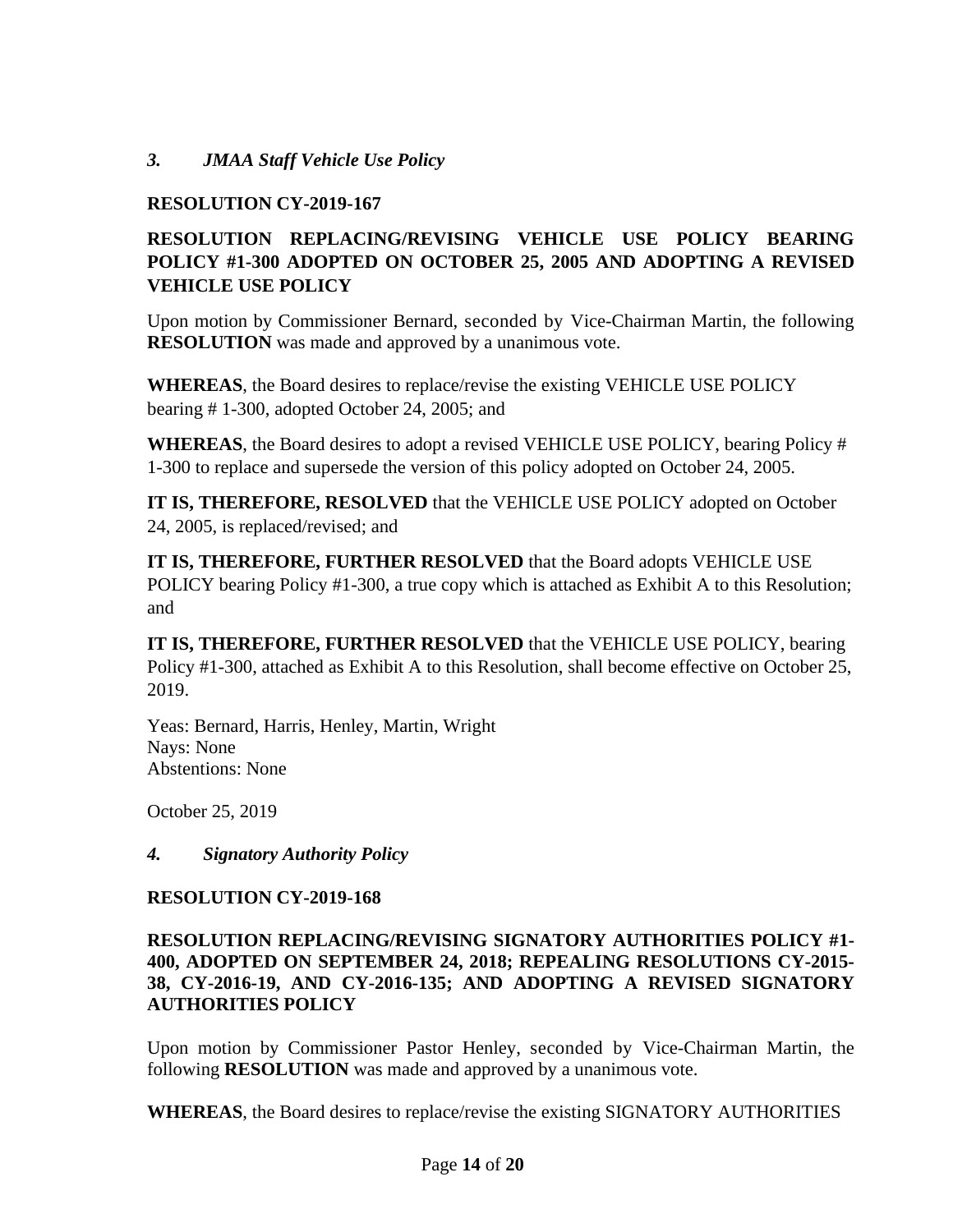### *3. JMAA Staff Vehicle Use Policy*

**RESOLUTION CY-2019-167**

**RESOLUTION REPLACING/REVISING VEHICLE USE POLICY BEARING POLICY #1-300 ADOPTED ON OCTOBER 25, 2005 AND ADOPTING A REVISED VEHICLE USE POLICY**

Upon motion by Commissioner Bernard, seconded by Vice-Chairman Martin, the following **RESOLUTION** was made and approved by a unanimous vote.

**WHEREAS**, the Board desires to replace/revise the existing VEHICLE USE POLICY bearing # 1-300, adopted October 24, 2005; and

**WHEREAS**, the Board desires to adopt a revised VEHICLE USE POLICY, bearing Policy # 1-300 to replace and supersede the version of this policy adopted on October 24, 2005.

**IT IS, THEREFORE, RESOLVED** that the VEHICLE USE POLICY adopted on October 24, 2005, is replaced/revised; and

**IT IS, THEREFORE, FURTHER RESOLVED** that the Board adopts VEHICLE USE POLICY bearing Policy #1-300, a true copy which is attached as Exhibit A to this Resolution; and

**IT IS, THEREFORE, FURTHER RESOLVED** that the VEHICLE USE POLICY, bearing Policy #1-300, attached as Exhibit A to this Resolution, shall become effective on October 25, 2019.

Yeas: Bernard, Harris, Henley, Martin, Wright
Nays: None
Abstentions: None

October 25, 2019

### *4. Signatory Authority Policy*

**RESOLUTION CY-2019-168**

**RESOLUTION REPLACING/REVISING SIGNATORY AUTHORITIES POLICY #1-400, ADOPTED ON SEPTEMBER 24, 2018; REPEALING RESOLUTIONS CY-2015-38, CY-2016-19, AND CY-2016-135; AND ADOPTING A REVISED SIGNATORY AUTHORITIES POLICY**

Upon motion by Commissioner Pastor Henley, seconded by Vice-Chairman Martin, the following **RESOLUTION** was made and approved by a unanimous vote.

**WHEREAS**, the Board desires to replace/revise the existing SIGNATORY AUTHORITIES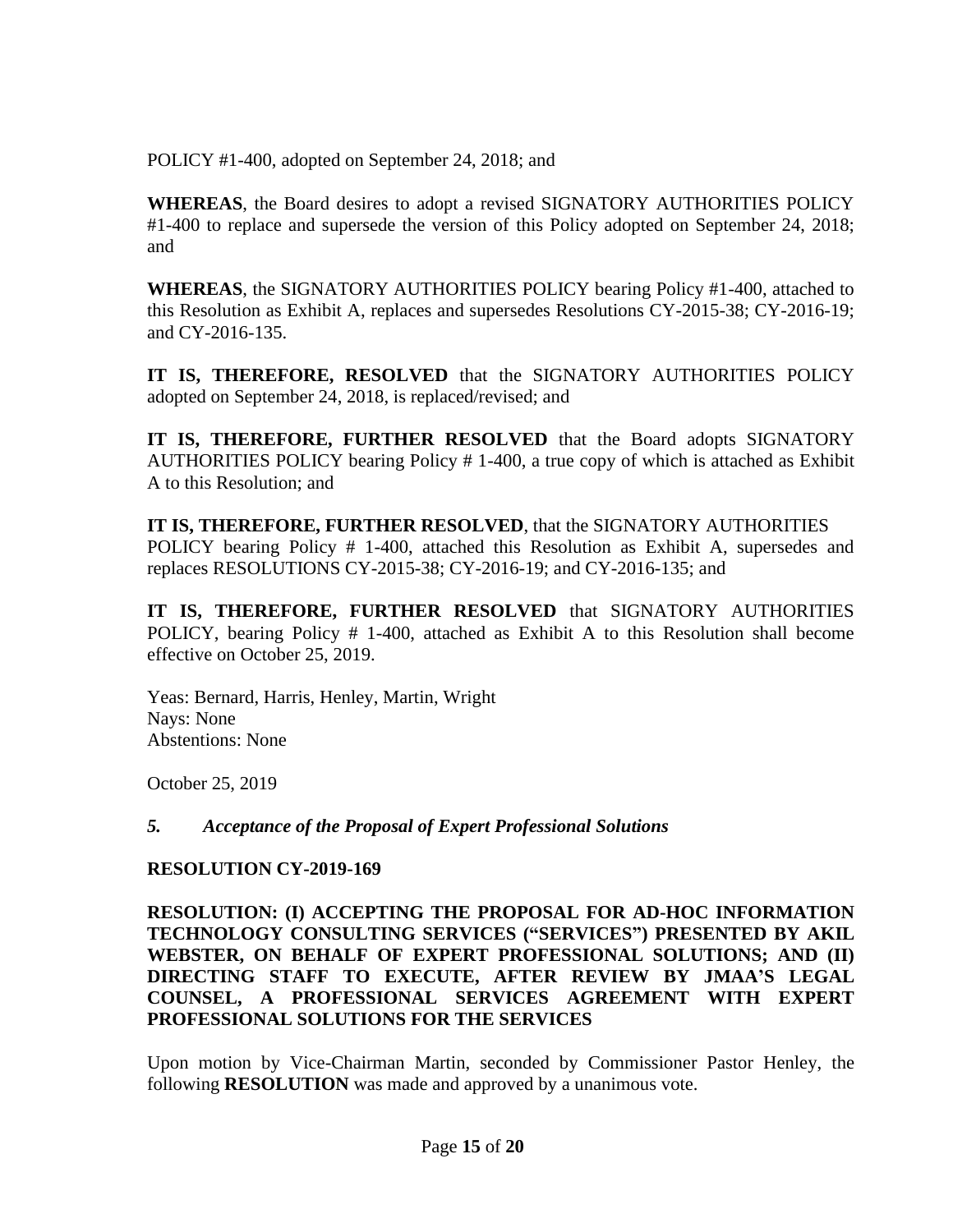POLICY #1-400, adopted on September 24, 2018; and

**WHEREAS**, the Board desires to adopt a revised SIGNATORY AUTHORITIES POLICY #1-400 to replace and supersede the version of this Policy adopted on September 24, 2018; and

**WHEREAS**, the SIGNATORY AUTHORITIES POLICY bearing Policy #1-400, attached to this Resolution as Exhibit A, replaces and supersedes Resolutions CY-2015-38; CY-2016-19; and CY-2016-135.

**IT IS, THEREFORE, RESOLVED** that the SIGNATORY AUTHORITIES POLICY adopted on September 24, 2018, is replaced/revised; and

**IT IS, THEREFORE, FURTHER RESOLVED** that the Board adopts SIGNATORY AUTHORITIES POLICY bearing Policy # 1-400, a true copy of which is attached as Exhibit A to this Resolution; and

**IT IS, THEREFORE, FURTHER RESOLVED**, that the SIGNATORY AUTHORITIES POLICY bearing Policy # 1-400, attached this Resolution as Exhibit A, supersedes and replaces RESOLUTIONS CY-2015-38; CY-2016-19; and CY-2016-135; and

**IT IS, THEREFORE, FURTHER RESOLVED** that SIGNATORY AUTHORITIES POLICY, bearing Policy # 1-400, attached as Exhibit A to this Resolution shall become effective on October 25, 2019.

Yeas: Bernard, Harris, Henley, Martin, Wright
Nays: None
Abstentions: None

October 25, 2019

### *5. Acceptance of the Proposal of Expert Professional Solutions*

**RESOLUTION CY-2019-169**

**RESOLUTION: (I) ACCEPTING THE PROPOSAL FOR AD-HOC INFORMATION TECHNOLOGY CONSULTING SERVICES ("SERVICES") PRESENTED BY AKIL WEBSTER, ON BEHALF OF EXPERT PROFESSIONAL SOLUTIONS; AND (II) DIRECTING STAFF TO EXECUTE, AFTER REVIEW BY JMAA'S LEGAL COUNSEL, A PROFESSIONAL SERVICES AGREEMENT WITH EXPERT PROFESSIONAL SOLUTIONS FOR THE SERVICES**

Upon motion by Vice-Chairman Martin, seconded by Commissioner Pastor Henley, the following **RESOLUTION** was made and approved by a unanimous vote.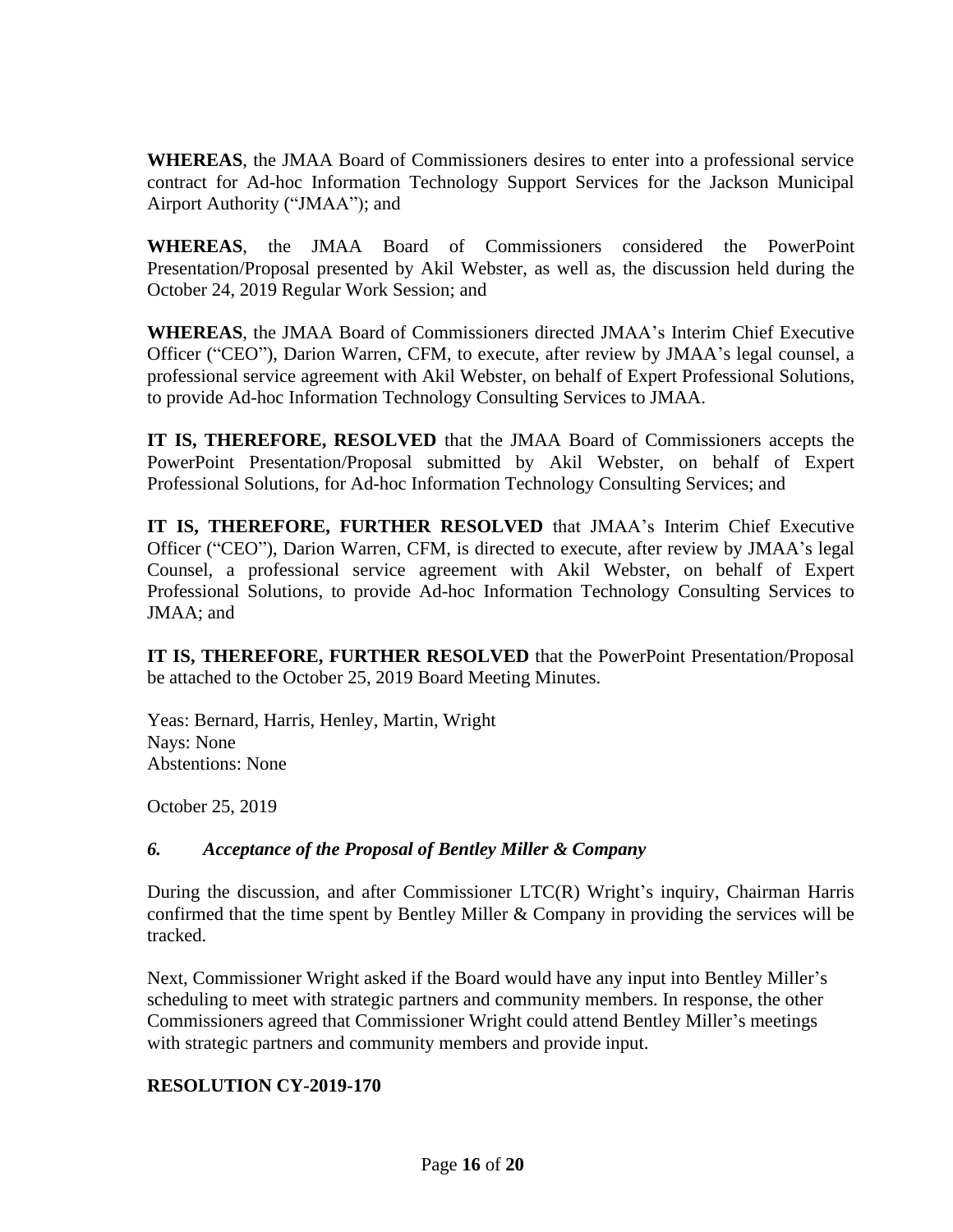**WHEREAS**, the JMAA Board of Commissioners desires to enter into a professional service contract for Ad-hoc Information Technology Support Services for the Jackson Municipal Airport Authority ("JMAA"); and

**WHEREAS**, the JMAA Board of Commissioners considered the PowerPoint Presentation/Proposal presented by Akil Webster, as well as, the discussion held during the October 24, 2019 Regular Work Session; and

**WHEREAS**, the JMAA Board of Commissioners directed JMAA's Interim Chief Executive Officer ("CEO"), Darion Warren, CFM, to execute, after review by JMAA's legal counsel, a professional service agreement with Akil Webster, on behalf of Expert Professional Solutions, to provide Ad-hoc Information Technology Consulting Services to JMAA.

**IT IS, THEREFORE, RESOLVED** that the JMAA Board of Commissioners accepts the PowerPoint Presentation/Proposal submitted by Akil Webster, on behalf of Expert Professional Solutions, for Ad-hoc Information Technology Consulting Services; and

**IT IS, THEREFORE, FURTHER RESOLVED** that JMAA's Interim Chief Executive Officer ("CEO"), Darion Warren, CFM, is directed to execute, after review by JMAA's legal Counsel, a professional service agreement with Akil Webster, on behalf of Expert Professional Solutions, to provide Ad-hoc Information Technology Consulting Services to JMAA; and

**IT IS, THEREFORE, FURTHER RESOLVED** that the PowerPoint Presentation/Proposal be attached to the October 25, 2019 Board Meeting Minutes.

Yeas: Bernard, Harris, Henley, Martin, Wright
Nays: None
Abstentions: None

October 25, 2019

### *6. Acceptance of the Proposal of Bentley Miller & Company*

During the discussion, and after Commissioner LTC(R) Wright's inquiry, Chairman Harris confirmed that the time spent by Bentley Miller & Company in providing the services will be tracked.

Next, Commissioner Wright asked if the Board would have any input into Bentley Miller's scheduling to meet with strategic partners and community members. In response, the other Commissioners agreed that Commissioner Wright could attend Bentley Miller's meetings with strategic partners and community members and provide input.

**RESOLUTION CY-2019-170**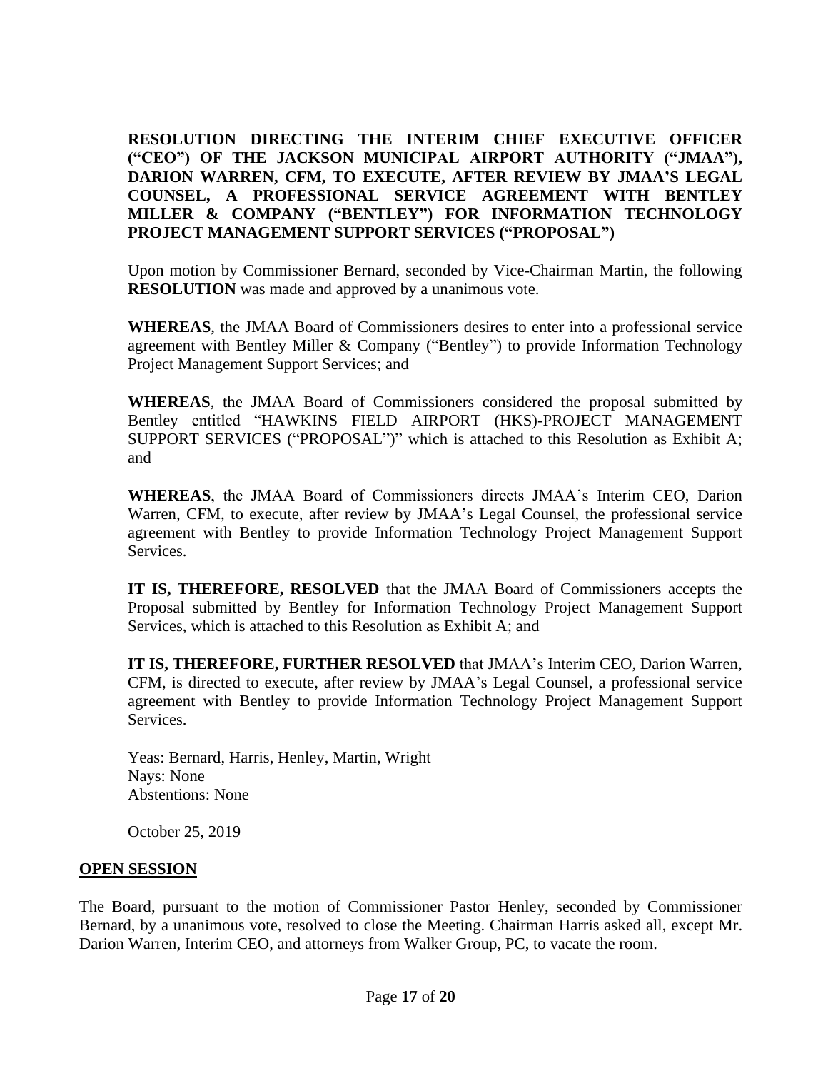**RESOLUTION DIRECTING THE INTERIM CHIEF EXECUTIVE OFFICER ("CEO") OF THE JACKSON MUNICIPAL AIRPORT AUTHORITY ("JMAA"), DARION WARREN, CFM, TO EXECUTE, AFTER REVIEW BY JMAA'S LEGAL COUNSEL, A PROFESSIONAL SERVICE AGREEMENT WITH BENTLEY MILLER & COMPANY ("BENTLEY") FOR INFORMATION TECHNOLOGY PROJECT MANAGEMENT SUPPORT SERVICES ("PROPOSAL")**

Upon motion by Commissioner Bernard, seconded by Vice-Chairman Martin, the following **RESOLUTION** was made and approved by a unanimous vote.

**WHEREAS**, the JMAA Board of Commissioners desires to enter into a professional service agreement with Bentley Miller & Company ("Bentley") to provide Information Technology Project Management Support Services; and

**WHEREAS**, the JMAA Board of Commissioners considered the proposal submitted by Bentley entitled "HAWKINS FIELD AIRPORT (HKS)-PROJECT MANAGEMENT SUPPORT SERVICES ("PROPOSAL")" which is attached to this Resolution as Exhibit A; and

**WHEREAS**, the JMAA Board of Commissioners directs JMAA's Interim CEO, Darion Warren, CFM, to execute, after review by JMAA's Legal Counsel, the professional service agreement with Bentley to provide Information Technology Project Management Support Services.

**IT IS, THEREFORE, RESOLVED** that the JMAA Board of Commissioners accepts the Proposal submitted by Bentley for Information Technology Project Management Support Services, which is attached to this Resolution as Exhibit A; and

**IT IS, THEREFORE, FURTHER RESOLVED** that JMAA's Interim CEO, Darion Warren, CFM, is directed to execute, after review by JMAA's Legal Counsel, a professional service agreement with Bentley to provide Information Technology Project Management Support Services.

Yeas: Bernard, Harris, Henley, Martin, Wright
Nays: None
Abstentions: None

October 25, 2019

**OPEN SESSION**

The Board, pursuant to the motion of Commissioner Pastor Henley, seconded by Commissioner Bernard, by a unanimous vote, resolved to close the Meeting. Chairman Harris asked all, except Mr. Darion Warren, Interim CEO, and attorneys from Walker Group, PC, to vacate the room.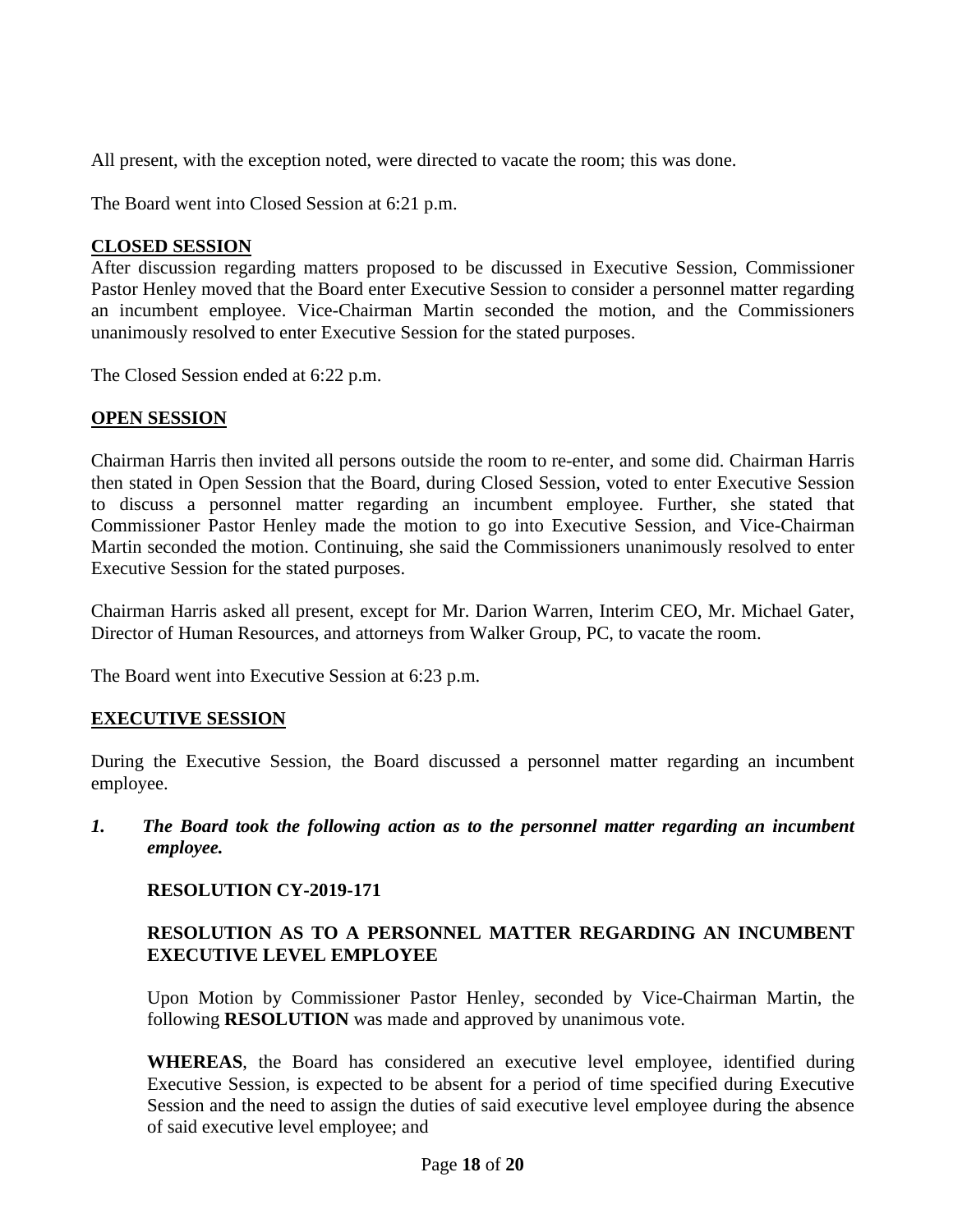All present, with the exception noted, were directed to vacate the room; this was done.

The Board went into Closed Session at 6:21 p.m.

**CLOSED SESSION**

After discussion regarding matters proposed to be discussed in Executive Session, Commissioner Pastor Henley moved that the Board enter Executive Session to consider a personnel matter regarding an incumbent employee. Vice-Chairman Martin seconded the motion, and the Commissioners unanimously resolved to enter Executive Session for the stated purposes.

The Closed Session ended at 6:22 p.m.

**OPEN SESSION**

Chairman Harris then invited all persons outside the room to re-enter, and some did. Chairman Harris then stated in Open Session that the Board, during Closed Session, voted to enter Executive Session to discuss a personnel matter regarding an incumbent employee. Further, she stated that Commissioner Pastor Henley made the motion to go into Executive Session, and Vice-Chairman Martin seconded the motion. Continuing, she said the Commissioners unanimously resolved to enter Executive Session for the stated purposes.

Chairman Harris asked all present, except for Mr. Darion Warren, Interim CEO, Mr. Michael Gater, Director of Human Resources, and attorneys from Walker Group, PC, to vacate the room.

The Board went into Executive Session at 6:23 p.m.

**EXECUTIVE SESSION**

During the Executive Session, the Board discussed a personnel matter regarding an incumbent employee.

***1. The Board took the following action as to the personnel matter regarding an incumbent employee.***

**RESOLUTION CY-2019-171**

**RESOLUTION AS TO A PERSONNEL MATTER REGARDING AN INCUMBENT EXECUTIVE LEVEL EMPLOYEE**

Upon Motion by Commissioner Pastor Henley, seconded by Vice-Chairman Martin, the following **RESOLUTION** was made and approved by unanimous vote.

**WHEREAS**, the Board has considered an executive level employee, identified during Executive Session, is expected to be absent for a period of time specified during Executive Session and the need to assign the duties of said executive level employee during the absence of said executive level employee; and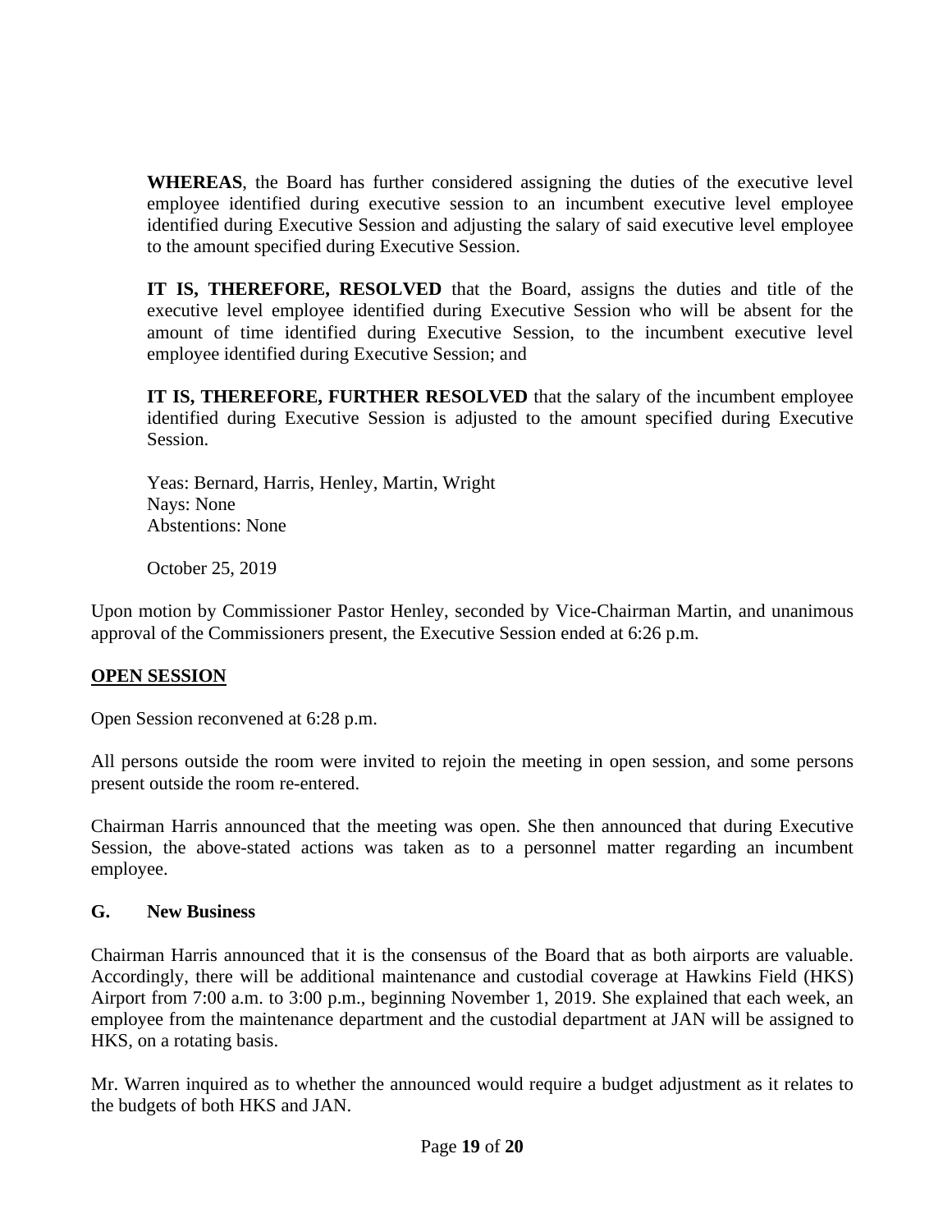**WHEREAS**, the Board has further considered assigning the duties of the executive level employee identified during executive session to an incumbent executive level employee identified during Executive Session and adjusting the salary of said executive level employee to the amount specified during Executive Session.

**IT IS, THEREFORE, RESOLVED** that the Board, assigns the duties and title of the executive level employee identified during Executive Session who will be absent for the amount of time identified during Executive Session, to the incumbent executive level employee identified during Executive Session; and

**IT IS, THEREFORE, FURTHER RESOLVED** that the salary of the incumbent employee identified during Executive Session is adjusted to the amount specified during Executive Session.

Yeas: Bernard, Harris, Henley, Martin, Wright
Nays: None
Abstentions: None

October 25, 2019

Upon motion by Commissioner Pastor Henley, seconded by Vice-Chairman Martin, and unanimous approval of the Commissioners present, the Executive Session ended at 6:26 p.m.

## OPEN SESSION

Open Session reconvened at 6:28 p.m.

All persons outside the room were invited to rejoin the meeting in open session, and some persons present outside the room re-entered.

Chairman Harris announced that the meeting was open. She then announced that during Executive Session, the above-stated actions was taken as to a personnel matter regarding an incumbent employee.

### G. New Business

Chairman Harris announced that it is the consensus of the Board that as both airports are valuable. Accordingly, there will be additional maintenance and custodial coverage at Hawkins Field (HKS) Airport from 7:00 a.m. to 3:00 p.m., beginning November 1, 2019. She explained that each week, an employee from the maintenance department and the custodial department at JAN will be assigned to HKS, on a rotating basis.

Mr. Warren inquired as to whether the announced would require a budget adjustment as it relates to the budgets of both HKS and JAN.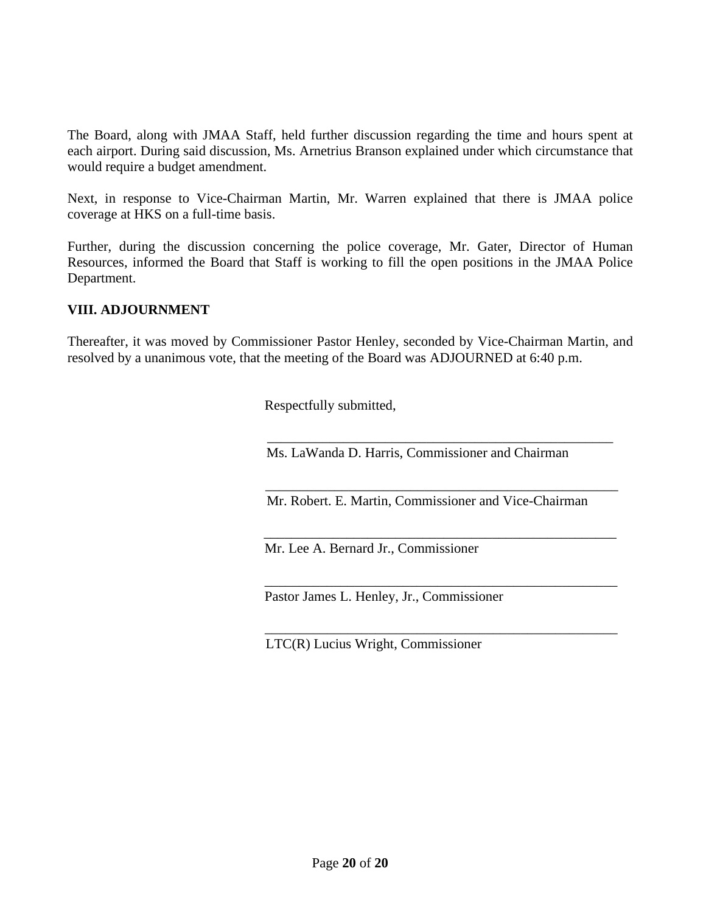The Board, along with JMAA Staff, held further discussion regarding the time and hours spent at each airport. During said discussion, Ms. Arnetrius Branson explained under which circumstance that would require a budget amendment.

Next, in response to Vice-Chairman Martin, Mr. Warren explained that there is JMAA police coverage at HKS on a full-time basis.

Further, during the discussion concerning the police coverage, Mr. Gater, Director of Human Resources, informed the Board that Staff is working to fill the open positions in the JMAA Police Department.

**VIII. ADJOURNMENT**

Thereafter, it was moved by Commissioner Pastor Henley, seconded by Vice-Chairman Martin, and resolved by a unanimous vote, that the meeting of the Board was ADJOURNED at 6:40 p.m.

Respectfully submitted,

\_\_\_\_\_\_\_\_\_\_\_\_\_\_\_\_\_\_\_\_\_\_\_\_\_\_\_\_\_\_\_\_\_\_\_\_\_\_\_\_\_\_\_\_\_\_\_\_\_\_
Ms. LaWanda D. Harris, Commissioner and Chairman

\_\_\_\_\_\_\_\_\_\_\_\_\_\_\_\_\_\_\_\_\_\_\_\_\_\_\_\_\_\_\_\_\_\_\_\_\_\_\_\_\_\_\_\_\_\_\_\_\_\_
Mr. Robert. E. Martin, Commissioner and Vice-Chairman

\_\_\_\_\_\_\_\_\_\_\_\_\_\_\_\_\_\_\_\_\_\_\_\_\_\_\_\_\_\_\_\_\_\_\_\_\_\_\_\_\_\_\_\_\_\_\_\_\_\_
Mr. Lee A. Bernard Jr., Commissioner

\_\_\_\_\_\_\_\_\_\_\_\_\_\_\_\_\_\_\_\_\_\_\_\_\_\_\_\_\_\_\_\_\_\_\_\_\_\_\_\_\_\_\_\_\_\_\_\_\_\_
Pastor James L. Henley, Jr., Commissioner

\_\_\_\_\_\_\_\_\_\_\_\_\_\_\_\_\_\_\_\_\_\_\_\_\_\_\_\_\_\_\_\_\_\_\_\_\_\_\_\_\_\_\_\_\_\_\_\_\_\_
LTC(R) Lucius Wright, Commissioner